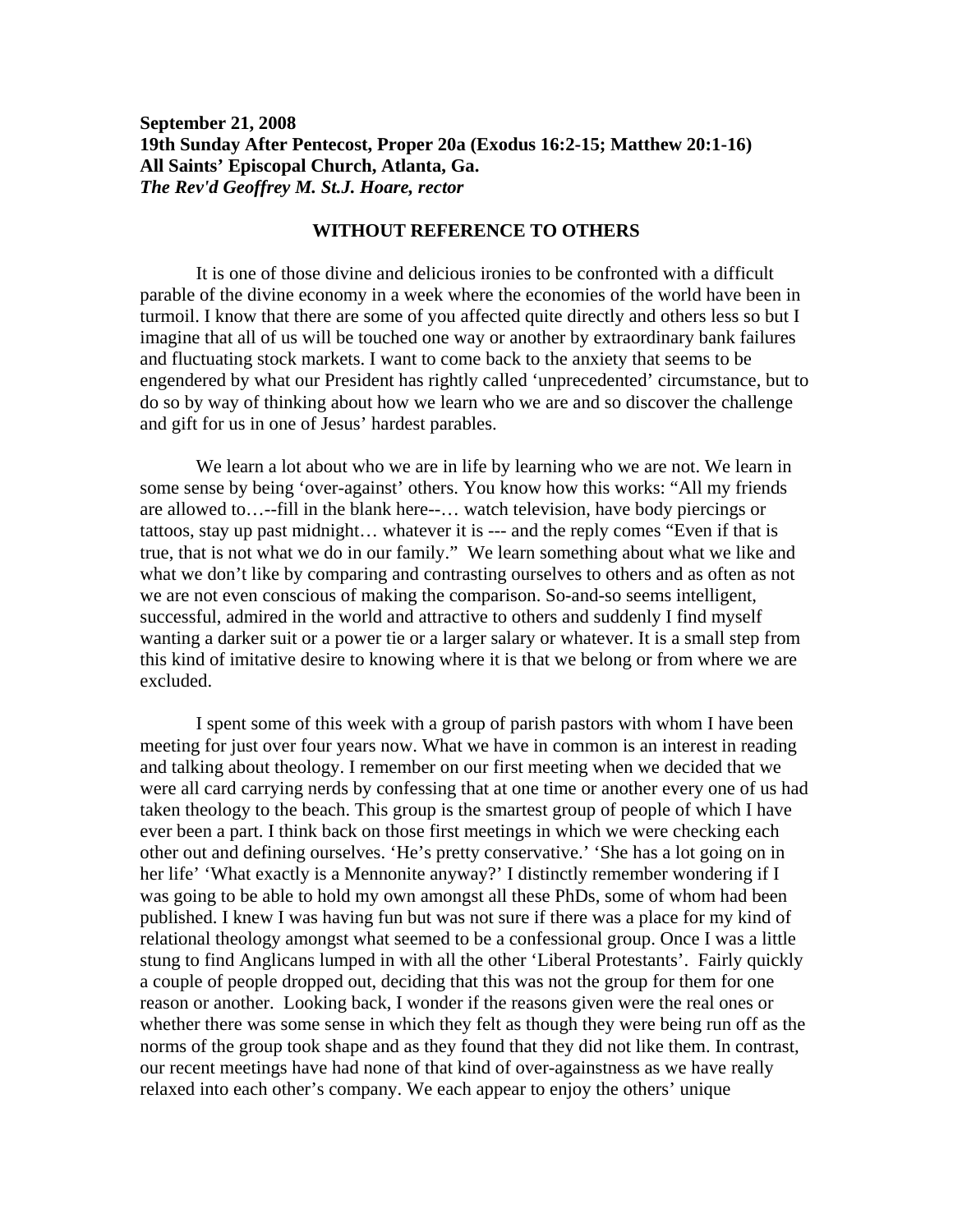**September 21, 2008**
**19th Sunday After Pentecost, Proper 20a (Exodus 16:2-15; Matthew 20:1-16)**
**All Saints' Episcopal Church, Atlanta, Ga.**
***The Rev'd Geoffrey M. St.J. Hoare, rector***

## WITHOUT REFERENCE TO OTHERS

It is one of those divine and delicious ironies to be confronted with a difficult parable of the divine economy in a week where the economies of the world have been in turmoil. I know that there are some of you affected quite directly and others less so but I imagine that all of us will be touched one way or another by extraordinary bank failures and fluctuating stock markets. I want to come back to the anxiety that seems to be engendered by what our President has rightly called 'unprecedented' circumstance, but to do so by way of thinking about how we learn who we are and so discover the challenge and gift for us in one of Jesus' hardest parables.

We learn a lot about who we are in life by learning who we are not. We learn in some sense by being 'over-against' others. You know how this works: "All my friends are allowed to…--fill in the blank here--… watch television, have body piercings or tattoos, stay up past midnight… whatever it is --- and the reply comes "Even if that is true, that is not what we do in our family." We learn something about what we like and what we don't like by comparing and contrasting ourselves to others and as often as not we are not even conscious of making the comparison. So-and-so seems intelligent, successful, admired in the world and attractive to others and suddenly I find myself wanting a darker suit or a power tie or a larger salary or whatever. It is a small step from this kind of imitative desire to knowing where it is that we belong or from where we are excluded.

I spent some of this week with a group of parish pastors with whom I have been meeting for just over four years now. What we have in common is an interest in reading and talking about theology. I remember on our first meeting when we decided that we were all card carrying nerds by confessing that at one time or another every one of us had taken theology to the beach. This group is the smartest group of people of which I have ever been a part. I think back on those first meetings in which we were checking each other out and defining ourselves. 'He's pretty conservative.' 'She has a lot going on in her life' 'What exactly is a Mennonite anyway?' I distinctly remember wondering if I was going to be able to hold my own amongst all these PhDs, some of whom had been published. I knew I was having fun but was not sure if there was a place for my kind of relational theology amongst what seemed to be a confessional group. Once I was a little stung to find Anglicans lumped in with all the other 'Liberal Protestants'. Fairly quickly a couple of people dropped out, deciding that this was not the group for them for one reason or another. Looking back, I wonder if the reasons given were the real ones or whether there was some sense in which they felt as though they were being run off as the norms of the group took shape and as they found that they did not like them. In contrast, our recent meetings have had none of that kind of over-againstness as we have really relaxed into each other's company. We each appear to enjoy the others' unique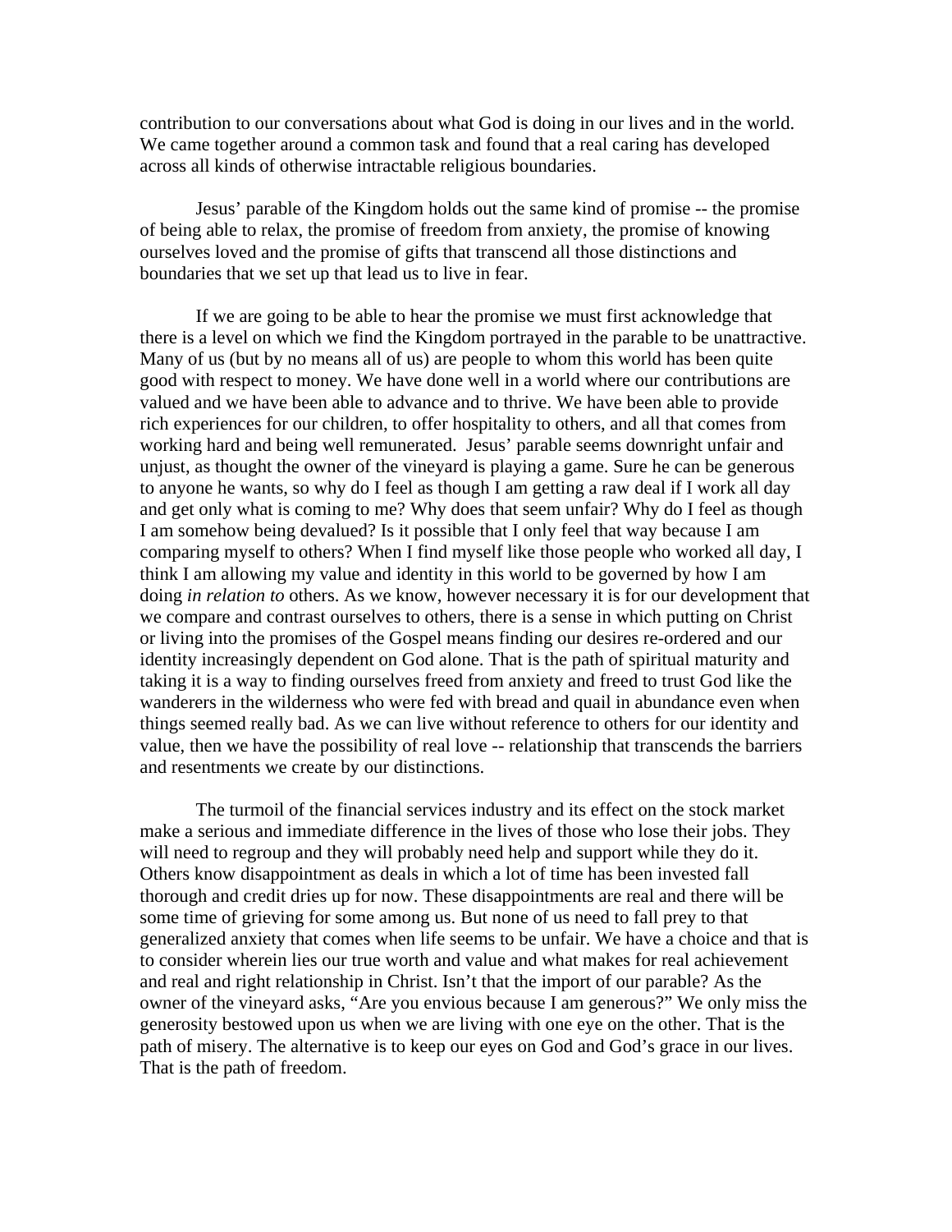contribution to our conversations about what God is doing in our lives and in the world. We came together around a common task and found that a real caring has developed across all kinds of otherwise intractable religious boundaries.

Jesus' parable of the Kingdom holds out the same kind of promise -- the promise of being able to relax, the promise of freedom from anxiety, the promise of knowing ourselves loved and the promise of gifts that transcend all those distinctions and boundaries that we set up that lead us to live in fear.

If we are going to be able to hear the promise we must first acknowledge that there is a level on which we find the Kingdom portrayed in the parable to be unattractive. Many of us (but by no means all of us) are people to whom this world has been quite good with respect to money. We have done well in a world where our contributions are valued and we have been able to advance and to thrive. We have been able to provide rich experiences for our children, to offer hospitality to others, and all that comes from working hard and being well remunerated. Jesus' parable seems downright unfair and unjust, as thought the owner of the vineyard is playing a game. Sure he can be generous to anyone he wants, so why do I feel as though I am getting a raw deal if I work all day and get only what is coming to me? Why does that seem unfair? Why do I feel as though I am somehow being devalued? Is it possible that I only feel that way because I am comparing myself to others? When I find myself like those people who worked all day, I think I am allowing my value and identity in this world to be governed by how I am doing *in relation to* others. As we know, however necessary it is for our development that we compare and contrast ourselves to others, there is a sense in which putting on Christ or living into the promises of the Gospel means finding our desires re-ordered and our identity increasingly dependent on God alone. That is the path of spiritual maturity and taking it is a way to finding ourselves freed from anxiety and freed to trust God like the wanderers in the wilderness who were fed with bread and quail in abundance even when things seemed really bad. As we can live without reference to others for our identity and value, then we have the possibility of real love -- relationship that transcends the barriers and resentments we create by our distinctions.

The turmoil of the financial services industry and its effect on the stock market make a serious and immediate difference in the lives of those who lose their jobs. They will need to regroup and they will probably need help and support while they do it. Others know disappointment as deals in which a lot of time has been invested fall thorough and credit dries up for now. These disappointments are real and there will be some time of grieving for some among us. But none of us need to fall prey to that generalized anxiety that comes when life seems to be unfair. We have a choice and that is to consider wherein lies our true worth and value and what makes for real achievement and real and right relationship in Christ. Isn't that the import of our parable? As the owner of the vineyard asks, "Are you envious because I am generous?" We only miss the generosity bestowed upon us when we are living with one eye on the other. That is the path of misery. The alternative is to keep our eyes on God and God's grace in our lives. That is the path of freedom.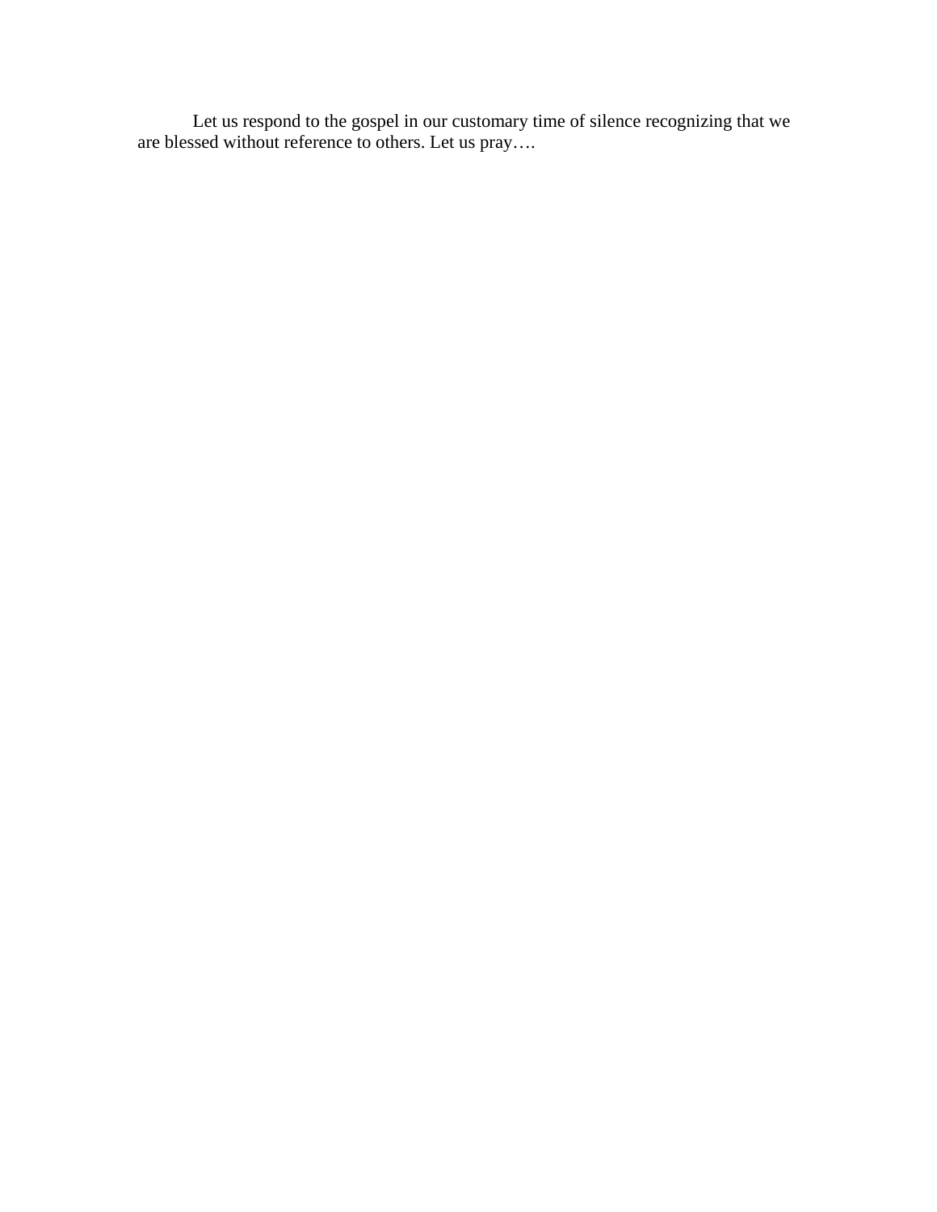Let us respond to the gospel in our customary time of silence recognizing that we are blessed without reference to others. Let us pray….